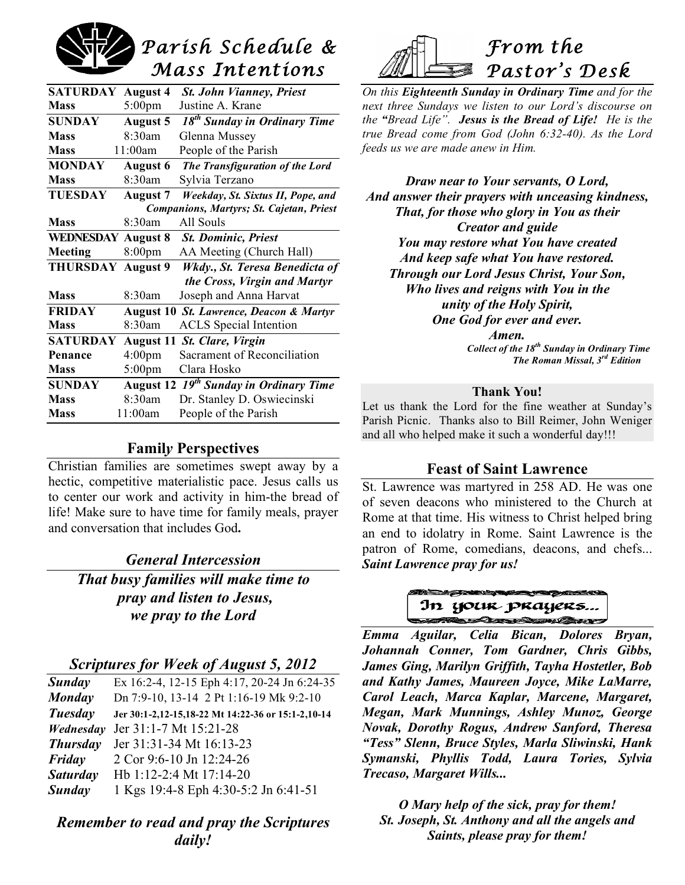# Parish Schedule & Mass Intentions

| | | |
|---|---|---|
| **SATURDAY** | **August 4** | ***St. John Vianney, Priest*** |
| **Mass** | 5:00pm | Justine A. Krane |
| **SUNDAY** | **August 5** | ***18th Sunday in Ordinary Time*** |
| **Mass** | 8:30am | Glenna Mussey |
| **Mass** | 11:00am | People of the Parish |
| **MONDAY** | **August 6** | ***The Transfiguration of the Lord*** |
| **Mass** | 8:30am | Sylvia Terzano |
| **TUESDAY** | **August 7** | ***Weekday, St. Sixtus II, Pope, and Companions, Martyrs; St. Cajetan, Priest*** |
| **Mass** | 8:30am | All Souls |
| **WEDNESDAY** | **August 8** | ***St. Dominic, Priest*** |
| **Meeting** | 8:00pm | AA Meeting (Church Hall) |
| **THURSDAY** | **August 9** | ***Wkdy., St. Teresa Benedicta of the Cross, Virgin and Martyr*** |
| **Mass** | 8:30am | Joseph and Anna Harvat |
| **FRIDAY** | **August 10** | ***St. Lawrence, Deacon & Martyr*** |
| **Mass** | 8:30am | ACLS Special Intention |
| **SATURDAY** | **August 11** | ***St. Clare, Virgin*** |
| **Penance** | 4:00pm | Sacrament of Reconciliation |
| **Mass** | 5:00pm | Clara Hosko |
| **SUNDAY** | **August 12** | ***19th Sunday in Ordinary Time*** |
| **Mass** | 8:30am | Dr. Stanley D. Oswiecinski |
| **Mass** | 11:00am | People of the Parish |

## Family Perspectives

Christian families are sometimes swept away by a hectic, competitive materialistic pace. Jesus calls us to center our work and activity in him-the bread of life! Make sure to have time for family meals, prayer and conversation that includes God**.**

## *General Intercession*

***That busy families will make time to pray and listen to Jesus, we pray to the Lord***

## *Scriptures for Week of August 5, 2012*

| | |
|---|---|
| ***Sunday*** | Ex 16:2-4, 12-15 Eph 4:17, 20-24 Jn 6:24-35 |
| ***Monday*** | Dn 7:9-10, 13-14 2 Pt 1:16-19 Mk 9:2-10 |
| ***Tuesday*** | **Jer 30:1-2,12-15,18-22 Mt 14:22-36 or 15:1-2,10-14** |
| ***Wednesday*** | Jer 31:1-7 Mt 15:21-28 |
| ***Thursday*** | Jer 31:31-34 Mt 16:13-23 |
| ***Friday*** | 2 Cor 9:6-10 Jn 12:24-26 |
| ***Saturday*** | Hb 1:12-2:4 Mt 17:14-20 |
| ***Sunday*** | 1 Kgs 19:4-8 Eph 4:30-5:2 Jn 6:41-51 |

***Remember to read and pray the Scriptures daily!***

# From the Pastor's Desk

*On this **Eighteenth Sunday in Ordinary Time** and for the next three Sundays we listen to our Lord's discourse on the **"**Bread Life". **Jesus is the Bread of Life!** He is the true Bread come from God (John 6:32-40). As the Lord feeds us we are made anew in Him.*

***Draw near to Your servants, O Lord,***
***And answer their prayers with unceasing kindness,***
***That, for those who glory in You as their***
***Creator and guide***
***You may restore what You have created***
***And keep safe what You have restored.***
***Through our Lord Jesus Christ, Your Son,***
***Who lives and reigns with You in the***
***unity of the Holy Spirit,***
***One God for ever and ever.***
***Amen.***

***Collect of the 18th Sunday in Ordinary Time***
***The Roman Missal, 3rd Edition***

### Thank You!

Let us thank the Lord for the fine weather at Sunday's Parish Picnic. Thanks also to Bill Reimer, John Weniger and all who helped make it such a wonderful day!!!

## Feast of Saint Lawrence

St. Lawrence was martyred in 258 AD. He was one of seven deacons who ministered to the Church at Rome at that time. His witness to Christ helped bring an end to idolatry in Rome. Saint Lawrence is the patron of Rome, comedians, deacons, and chefs... ***Saint Lawrence pray for us!***

## In your prayers...

***Emma Aguilar, Celia Bican, Dolores Bryan, Johannah Conner, Tom Gardner, Chris Gibbs, James Ging, Marilyn Griffith, Tayha Hostetler, Bob and Kathy James, Maureen Joyce, Mike LaMarre, Carol Leach, Marca Kaplar, Marcene, Margaret, Megan, Mark Munnings, Ashley Munoz, George Novak, Dorothy Rogus, Andrew Sanford, Theresa "Tess" Slenn, Bruce Styles, Marla Sliwinski, Hank Symanski, Phyllis Todd, Laura Tories, Sylvia Trecaso, Margaret Wills...***

***O Mary help of the sick, pray for them!***
***St. Joseph, St. Anthony and all the angels and Saints, please pray for them!***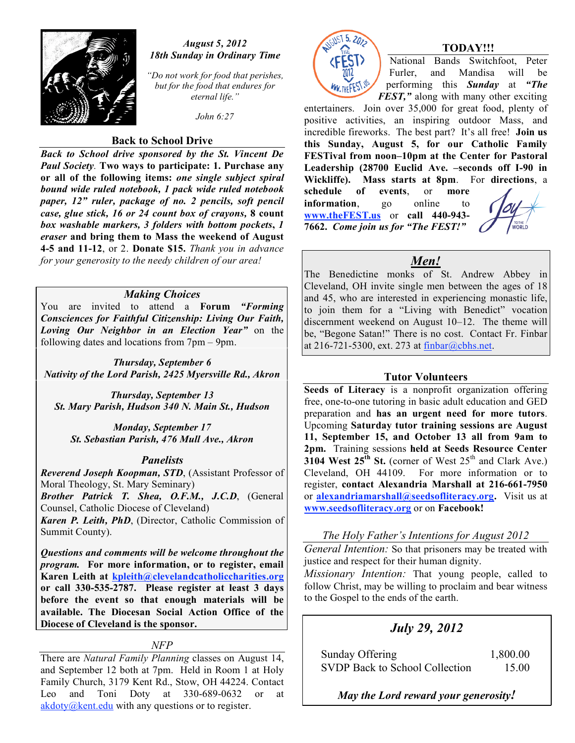*August 5, 2012*
*18th Sunday in Ordinary Time*

*"Do not work for food that perishes, but for the food that endures for eternal life."*

*John 6:27*

## Back to School Drive

***Back to School drive sponsored by the St. Vincent De Paul Society*****. Two ways to participate: 1. Purchase any or all of the following items: *one single subject spiral bound wide ruled notebook, 1 pack wide ruled notebook paper, 12" ruler, package of no. 2 pencils, soft pencil case, glue stick, 16 or 24 count box of crayons,* 8 count box washable markers, *3 folders with bottom pockets, 1 eraser* and bring them to Mass the weekend of August 4-5 and 11-12**, or 2. **Donate $15.** *Thank you in advance for your generosity to the needy children of our area!*

## *Making Choices*

You are invited to attend a **Forum *"Forming Consciences for Faithful Citizenship: Living Our Faith, Loving Our Neighbor in an Election Year"*** on the following dates and locations from 7pm – 9pm.

***Thursday, September 6***
***Nativity of the Lord Parish, 2425 Myersville Rd., Akron***

***Thursday, September 13***
***St. Mary Parish, Hudson 340 N. Main St., Hudson***

***Monday, September 17***
***St. Sebastian Parish, 476 Mull Ave., Akron***

### *Panelists*

***Reverend Joseph Koopman, STD***, (Assistant Professor of Moral Theology, St. Mary Seminary)
***Brother Patrick T. Shea, O.F.M., J.C.D***, (General Counsel, Catholic Diocese of Cleveland)
***Karen P. Leith, PhD***, (Director, Catholic Commission of Summit County).

***Questions and comments will be welcome throughout the program.* For more information, or to register, email Karen Leith at kpleith@clevelandcatholiccharities.org or call 330-535-2787. Please register at least 3 days before the event so that enough materials will be available. The Diocesan Social Action Office of the Diocese of Cleveland is the sponsor.**

## *NFP*

There are *Natural Family Planning* classes on August 14, and September 12 both at 7pm. Held in Room 1 at Holy Family Church, 3179 Kent Rd., Stow, OH 44224. Contact Leo and Toni Doty at 330-689-0632 or at akdoty@kent.edu with any questions or to register.

## TODAY!!!

National Bands Switchfoot, Peter Furler, and Mandisa will be performing this ***Sunday*** at ***"The FEST,"*** along with many other exciting entertainers. Join over 35,000 for great food, plenty of positive activities, an inspiring outdoor Mass, and incredible fireworks. The best part? It's all free! **Join us this Sunday, August 5, for our Catholic Family FESTival from noon–10pm at the Center for Pastoral Leadership (28700 Euclid Ave. –seconds off I-90 in Wickliffe). Mass starts at 8pm**. For **directions**, a **schedule of events**, or **more information**, go online to **www.theFEST.us** or **call 440-943-7662.** ***Come join us for "The FEST!"***

## *Men!*

The Benedictine monks of St. Andrew Abbey in Cleveland, OH invite single men between the ages of 18 and 45, who are interested in experiencing monastic life, to join them for a "Living with Benedict" vocation discernment weekend on August 10–12. The theme will be, "Begone Satan!" There is no cost. Contact Fr. Finbar at 216-721-5300, ext. 273 at finbar@cbhs.net.

## Tutor Volunteers

**Seeds of Literacy** is a nonprofit organization offering free, one-to-one tutoring in basic adult education and GED preparation and **has an urgent need for more tutors**. Upcoming **Saturday tutor training sessions are August 11, September 15, and October 13 all from 9am to 2pm.** Training sessions **held at Seeds Resource Center 3104 West 25th St.** (corner of West 25th and Clark Ave.) Cleveland, OH 44109. For more information or to register, **contact Alexandria Marshall at 216-661-7950** or **alexandriamarshall@seedsofliteracy.org. Visit us at www.seedsofliteracy.org** or on **Facebook!**

### *The Holy Father's Intentions for August 2012*

*General Intention:* So that prisoners may be treated with justice and respect for their human dignity.
*Missionary Intention:* That young people, called to follow Christ, may be willing to proclaim and bear witness to the Gospel to the ends of the earth.

## *July 29, 2012*

| | |
|---|---|
| Sunday Offering | 1,800.00 |
| SVDP Back to School Collection | 15.00 |

***May the Lord reward your generosity!***